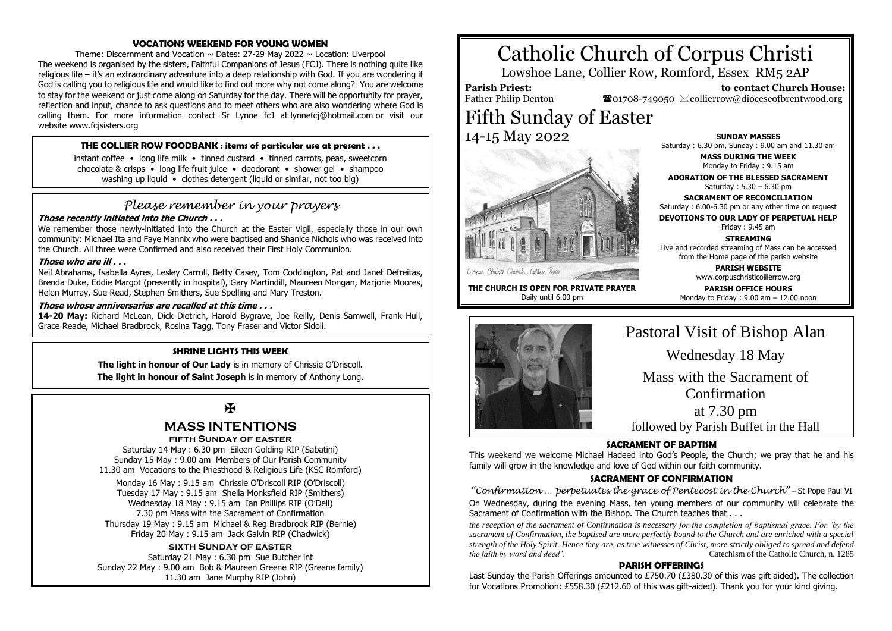# Catholic Church of Corpus Christi

Lowshoe Lane, Collier Row, Romford, Essex RM5 2AP

**Parish Priest:** Father Philip Denton

**to contact Church House:** ☎01708-749050 ✉collierrow@dioceseofbrentwood.org

# Fifth Sunday of Easter

14-15 May 2022

Corpus Christi Church, Collier Row

**THE CHURCH IS OPEN FOR PRIVATE PRAYER**
Daily until 6.00 pm

**SUNDAY MASSES**
Saturday : 6.30 pm, Sunday : 9.00 am and 11.30 am

**MASS DURING THE WEEK**
Monday to Friday : 9.15 am

**ADORATION OF THE BLESSED SACRAMENT**
Saturday : 5.30 – 6.30 pm

**SACRAMENT OF RECONCILIATION**
Saturday : 6.00-6.30 pm or any other time on request

**DEVOTIONS TO OUR LADY OF PERPETUAL HELP**
Friday : 9.45 am

**STREAMING**
Live and recorded streaming of Mass can be accessed from the Home page of the parish website

**PARISH WEBSITE**
www.corpuschristicollierrow.org

**PARISH OFFICE HOURS**
Monday to Friday : 9.00 am – 12.00 noon

## Pastoral Visit of Bishop Alan

Wednesday 18 May

Mass with the Sacrament of Confirmation

at 7.30 pm

followed by Parish Buffet in the Hall

### SACRAMENT OF BAPTISM

This weekend we welcome Michael Hadeed into God's People, the Church; we pray that he and his family will grow in the knowledge and love of God within our faith community.

### SACRAMENT OF CONFIRMATION

*"Confirmation … perpetuates the grace of Pentecost in the Church"* – St Pope Paul VI

On Wednesday, during the evening Mass, ten young members of our community will celebrate the Sacrament of Confirmation with the Bishop. The Church teaches that . . .

*the reception of the sacrament of Confirmation is necessary for the completion of baptismal grace. For 'by the sacrament of Confirmation, the baptised are more perfectly bound to the Church and are enriched with a special strength of the Holy Spirit. Hence they are, as true witnesses of Christ, more strictly obliged to spread and defend the faith by word and deed'.* Catechism of the Catholic Church, n. 1285

### PARISH OFFERINGS

Last Sunday the Parish Offerings amounted to £750.70 (£380.30 of this was gift aided). The collection for Vocations Promotion: £558.30 (£212.60 of this was gift-aided). Thank you for your kind giving.

### VOCATIONS WEEKEND FOR YOUNG WOMEN

Theme: Discernment and Vocation ~ Dates: 27-29 May 2022 ~ Location: Liverpool

The weekend is organised by the sisters, Faithful Companions of Jesus (FCJ). There is nothing quite like religious life – it's an extraordinary adventure into a deep relationship with God. If you are wondering if God is calling you to religious life and would like to find out more why not come along? You are welcome to stay for the weekend or just come along on Saturday for the day. There will be opportunity for prayer, reflection and input, chance to ask questions and to meet others who are also wondering where God is calling them. For more information contact Sr Lynne fcJ at lynnefcj@hotmail.com or visit our website www.fcjsisters.org

### THE COLLIER ROW FOODBANK : items of particular use at present . . .

instant coffee • long life milk • tinned custard • tinned carrots, peas, sweetcorn
chocolate & crisps • long life fruit juice • deodorant • shower gel • shampoo
washing up liquid • clothes detergent (liquid or similar, not too big)

## *Please remember in your prayers*

***Those recently initiated into the Church . . .***

We remember those newly-initiated into the Church at the Easter Vigil, especially those in our own community: Michael Ita and Faye Mannix who were baptised and Shanice Nichols who was received into the Church. All three were Confirmed and also received their First Holy Communion.

***Those who are ill . . .***

Neil Abrahams, Isabella Ayres, Lesley Carroll, Betty Casey, Tom Coddington, Pat and Janet Defreitas, Brenda Duke, Eddie Margot (presently in hospital), Gary Martindill, Maureen Mongan, Marjorie Moores, Helen Murray, Sue Read, Stephen Smithers, Sue Spelling and Mary Treston.

***Those whose anniversaries are recalled at this time . . .***

**14-20 May:** Richard McLean, Dick Dietrich, Harold Bygrave, Joe Reilly, Denis Samwell, Frank Hull, Grace Reade, Michael Bradbrook, Rosina Tagg, Tony Fraser and Victor Sidoli.

### SHRINE LIGHTS THIS WEEK

**The light in honour of Our Lady** is in memory of Chrissie O'Driscoll.

**The light in honour of Saint Joseph** is in memory of Anthony Long.

✠

### MASS INTENTIONS

**FIFTH SUNDAY OF EASTER**

Saturday 14 May : 6.30 pm Eileen Golding RIP (Sabatini)
Sunday 15 May : 9.00 am Members of Our Parish Community
11.30 am Vocations to the Priesthood & Religious Life (KSC Romford)

Monday 16 May : 9.15 am Chrissie O'Driscoll RIP (O'Driscoll)
Tuesday 17 May : 9.15 am Sheila Monksfield RIP (Smithers)
Wednesday 18 May : 9.15 am Ian Phillips RIP (O'Dell)
7.30 pm Mass with the Sacrament of Confirmation
Thursday 19 May : 9.15 am Michael & Reg Bradbrook RIP (Bernie)
Friday 20 May : 9.15 am Jack Galvin RIP (Chadwick)

**SIXTH SUNDAY OF EASTER**

Saturday 21 May : 6.30 pm Sue Butcher int
Sunday 22 May : 9.00 am Bob & Maureen Greene RIP (Greene family)
11.30 am Jane Murphy RIP (John)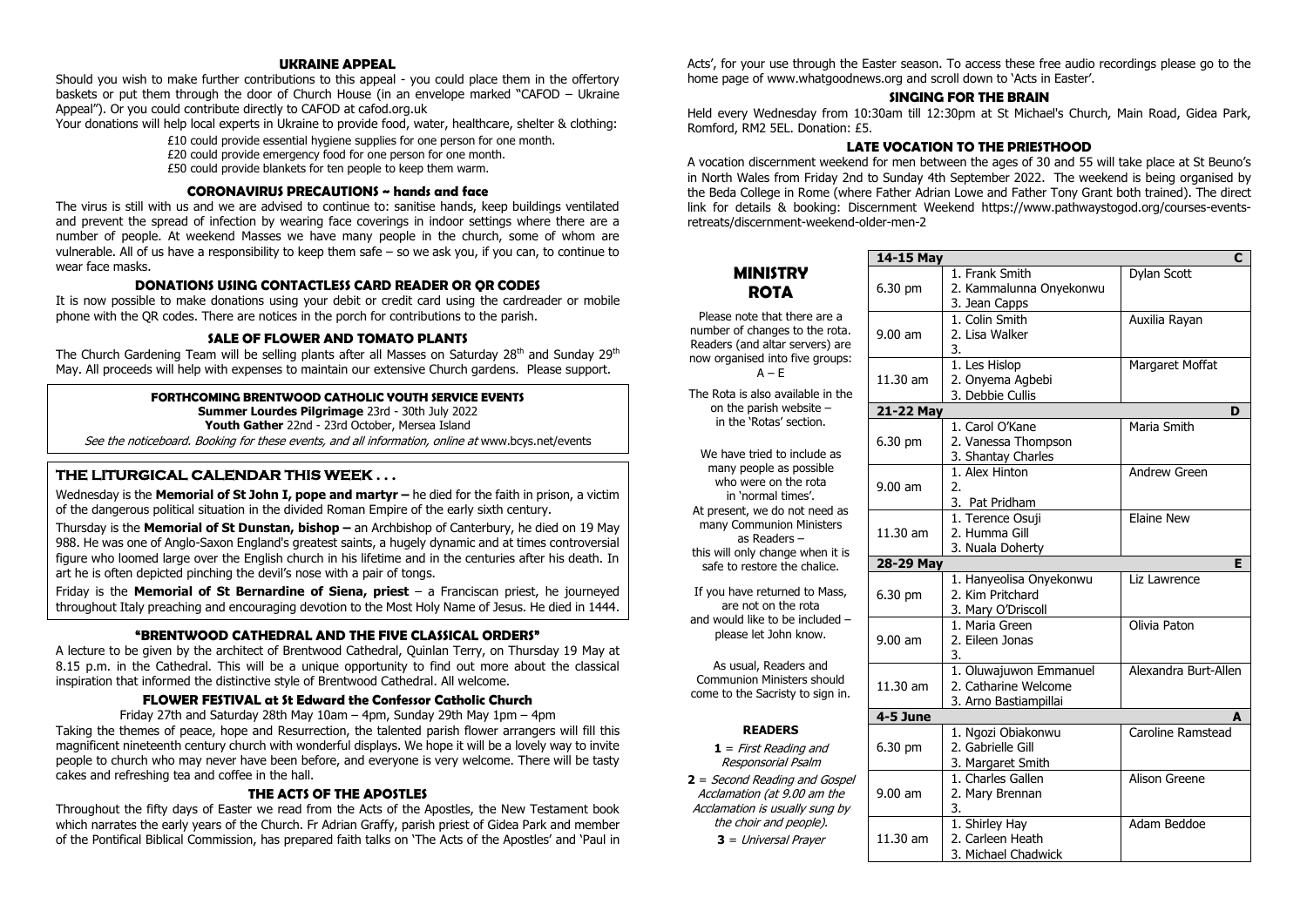## UKRAINE APPEAL

Should you wish to make further contributions to this appeal - you could place them in the offertory baskets or put them through the door of Church House (in an envelope marked "CAFOD – Ukraine Appeal"). Or you could contribute directly to CAFOD at cafod.org.uk

Your donations will help local experts in Ukraine to provide food, water, healthcare, shelter & clothing:

£10 could provide essential hygiene supplies for one person for one month.
£20 could provide emergency food for one person for one month.
£50 could provide blankets for ten people to keep them warm.

## CORONAVIRUS PRECAUTIONS ~ hands and face

The virus is still with us and we are advised to continue to: sanitise hands, keep buildings ventilated and prevent the spread of infection by wearing face coverings in indoor settings where there are a number of people. At weekend Masses we have many people in the church, some of whom are vulnerable. All of us have a responsibility to keep them safe – so we ask you, if you can, to continue to wear face masks.

## DONATIONS USING CONTACTLESS CARD READER OR QR CODES

It is now possible to make donations using your debit or credit card using the cardreader or mobile phone with the QR codes. There are notices in the porch for contributions to the parish.

## SALE OF FLOWER AND TOMATO PLANTS

The Church Gardening Team will be selling plants after all Masses on Saturday 28th and Sunday 29th May. All proceeds will help with expenses to maintain our extensive Church gardens. Please support.

## FORTHCOMING BRENTWOOD CATHOLIC YOUTH SERVICE EVENTS

**Summer Lourdes Pilgrimage** 23rd - 30th July 2022
**Youth Gather** 22nd - 23rd October, Mersea Island

*See the noticeboard. Booking for these events, and all information, online at* www.bcys.net/events

## THE LITURGICAL CALENDAR THIS WEEK . . .

Wednesday is the **Memorial of St John I, pope and martyr –** he died for the faith in prison, a victim of the dangerous political situation in the divided Roman Empire of the early sixth century.

Thursday is the **Memorial of St Dunstan, bishop –** an Archbishop of Canterbury, he died on 19 May 988. He was one of Anglo-Saxon England's greatest saints, a hugely dynamic and at times controversial figure who loomed large over the English church in his lifetime and in the centuries after his death. In art he is often depicted pinching the devil's nose with a pair of tongs.

Friday is the **Memorial of St Bernardine of Siena, priest** – a Franciscan priest, he journeyed throughout Italy preaching and encouraging devotion to the Most Holy Name of Jesus. He died in 1444.

## "BRENTWOOD CATHEDRAL AND THE FIVE CLASSICAL ORDERS"

A lecture to be given by the architect of Brentwood Cathedral, Quinlan Terry, on Thursday 19 May at 8.15 p.m. in the Cathedral. This will be a unique opportunity to find out more about the classical inspiration that informed the distinctive style of Brentwood Cathedral. All welcome.

## FLOWER FESTIVAL at St Edward the Confessor Catholic Church

Friday 27th and Saturday 28th May 10am – 4pm, Sunday 29th May 1pm – 4pm

Taking the themes of peace, hope and Resurrection, the talented parish flower arrangers will fill this magnificent nineteenth century church with wonderful displays. We hope it will be a lovely way to invite people to church who may never have been before, and everyone is very welcome. There will be tasty cakes and refreshing tea and coffee in the hall.

## THE ACTS OF THE APOSTLES

Throughout the fifty days of Easter we read from the Acts of the Apostles, the New Testament book which narrates the early years of the Church. Fr Adrian Graffy, parish priest of Gidea Park and member of the Pontifical Biblical Commission, has prepared faith talks on 'The Acts of the Apostles' and 'Paul in Acts', for your use through the Easter season. To access these free audio recordings please go to the home page of www.whatgoodnews.org and scroll down to 'Acts in Easter'.

## SINGING FOR THE BRAIN

Held every Wednesday from 10:30am till 12:30pm at St Michael's Church, Main Road, Gidea Park, Romford, RM2 5EL. Donation: £5.

## LATE VOCATION TO THE PRIESTHOOD

A vocation discernment weekend for men between the ages of 30 and 55 will take place at St Beuno's in North Wales from Friday 2nd to Sunday 4th September 2022. The weekend is being organised by the Beda College in Rome (where Father Adrian Lowe and Father Tony Grant both trained). The direct link for details & booking: Discernment Weekend https://www.pathwaystogod.org/courses-events-retreats/discernment-weekend-older-men-2

## MINISTRY ROTA

Please note that there are a number of changes to the rota. Readers (and altar servers) are now organised into five groups: A – E

The Rota is also available in the on the parish website – in the 'Rotas' section.

We have tried to include as many people as possible who were on the rota in 'normal times'. At present, we do not need as many Communion Ministers as Readers – this will only change when it is safe to restore the chalice.

If you have returned to Mass, are not on the rota and would like to be included – please let John know.

As usual, Readers and Communion Ministers should come to the Sacristy to sign in.

**READERS**

**1** = *First Reading and Responsorial Psalm*

**2** = *Second Reading and Gospel Acclamation (at 9.00 am the Acclamation is usually sung by the choir and people).*

**3** = *Universal Prayer*

| | | |
|---|---|---|
| **14-15 May** | | **C** |
| 6.30 pm | 1. Frank Smith<br>2. Kammalunna Onyekonwu<br>3. Jean Capps | Dylan Scott |
| 9.00 am | 1. Colin Smith<br>2. Lisa Walker<br>3. | Auxilia Rayan |
| 11.30 am | 1. Les Hislop<br>2. Onyema Agbebi<br>3. Debbie Cullis | Margaret Moffat |
| **21-22 May** | | **D** |
| 6.30 pm | 1. Carol O'Kane<br>2. Vanessa Thompson<br>3. Shantay Charles | Maria Smith |
| 9.00 am | 1. Alex Hinton<br>2.<br>3. Pat Pridham | Andrew Green |
| 11.30 am | 1. Terence Osuji<br>2. Humma Gill<br>3. Nuala Doherty | Elaine New |
| **28-29 May** | | **E** |
| 6.30 pm | 1. Hanyeolisa Onyekonwu<br>2. Kim Pritchard<br>3. Mary O'Driscoll | Liz Lawrence |
| 9.00 am | 1. Maria Green<br>2. Eileen Jonas<br>3. | Olivia Paton |
| 11.30 am | 1. Oluwajuwon Emmanuel<br>2. Catharine Welcome<br>3. Arno Bastiampillai | Alexandra Burt-Allen |
| **4-5 June** | | **A** |
| 6.30 pm | 1. Ngozi Obiakonwu<br>2. Gabrielle Gill<br>3. Margaret Smith | Caroline Ramstead |
| 9.00 am | 1. Charles Gallen<br>2. Mary Brennan<br>3. | Alison Greene |
| 11.30 am | 1. Shirley Hay<br>2. Carleen Heath<br>3. Michael Chadwick | Adam Beddoe |